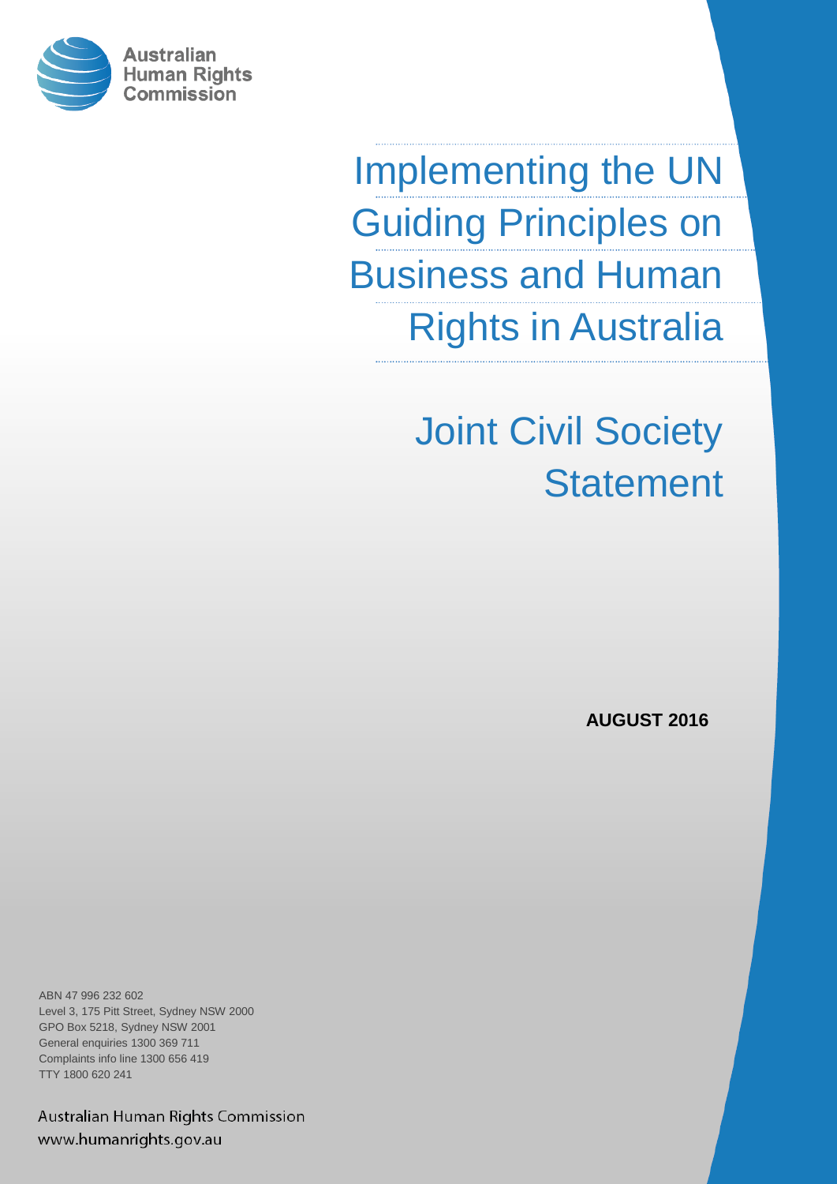Australian Human Rights Commission

# Implementing the UN Guiding Principles on Business and Human Rights in Australia

## Joint Civil Society Statement

**AUGUST 2016**

ABN 47 996 232 602
Level 3, 175 Pitt Street, Sydney NSW 2000
GPO Box 5218, Sydney NSW 2001
General enquiries 1300 369 711
Complaints info line 1300 656 419
TTY 1800 620 241

Australian Human Rights Commission
www.humanrights.gov.au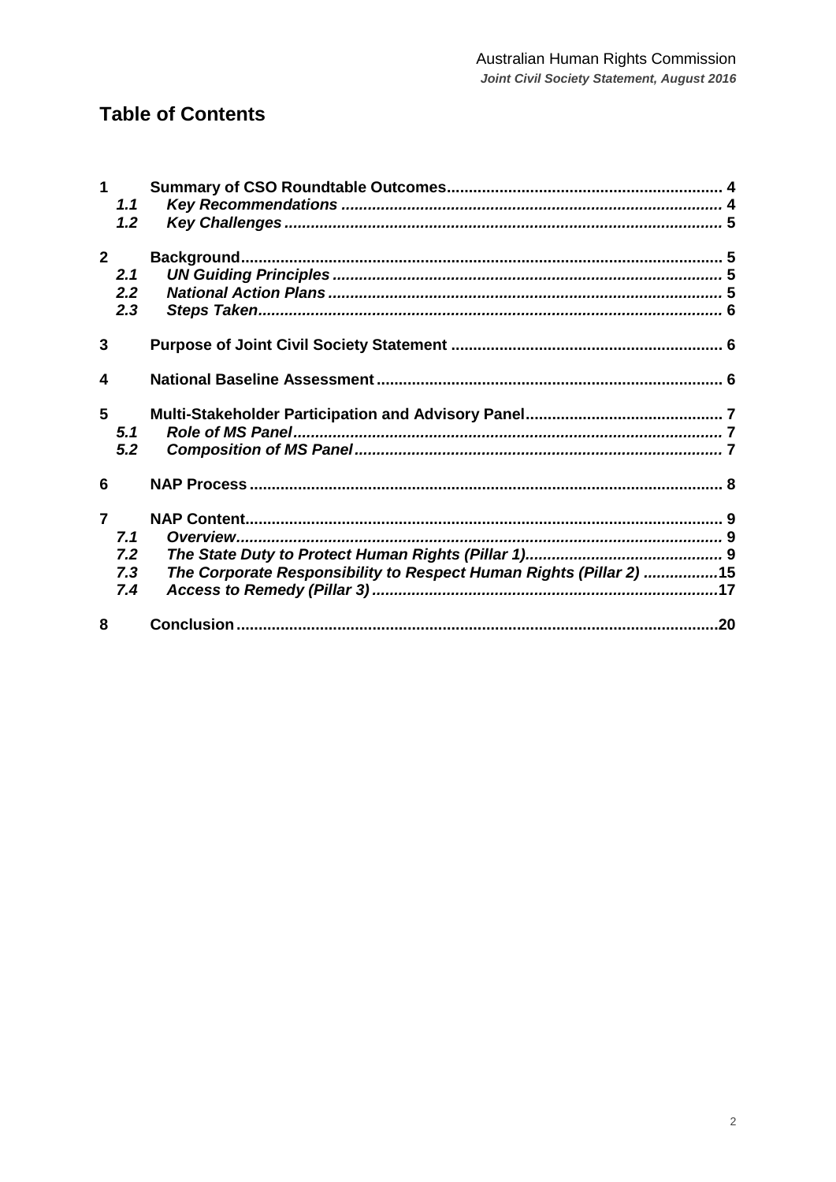# Table of Contents

| | | |
|---|---|---|
| **1** | **Summary of CSO Roundtable Outcomes** | **4** |
| *1.1* | ***Key Recommendations*** | **4** |
| *1.2* | ***Key Challenges*** | **5** |
| **2** | **Background** | **5** |
| *2.1* | ***UN Guiding Principles*** | **5** |
| *2.2* | ***National Action Plans*** | **5** |
| *2.3* | ***Steps Taken*** | **6** |
| **3** | **Purpose of Joint Civil Society Statement** | **6** |
| **4** | **National Baseline Assessment** | **6** |
| **5** | **Multi-Stakeholder Participation and Advisory Panel** | **7** |
| *5.1* | ***Role of MS Panel*** | **7** |
| *5.2* | ***Composition of MS Panel*** | **7** |
| **6** | **NAP Process** | **8** |
| **7** | **NAP Content** | **9** |
| *7.1* | ***Overview*** | **9** |
| *7.2* | ***The State Duty to Protect Human Rights (Pillar 1)*** | **9** |
| *7.3* | ***The Corporate Responsibility to Respect Human Rights (Pillar 2)*** | **15** |
| *7.4* | ***Access to Remedy (Pillar 3)*** | **17** |
| **8** | **Conclusion** | **20** |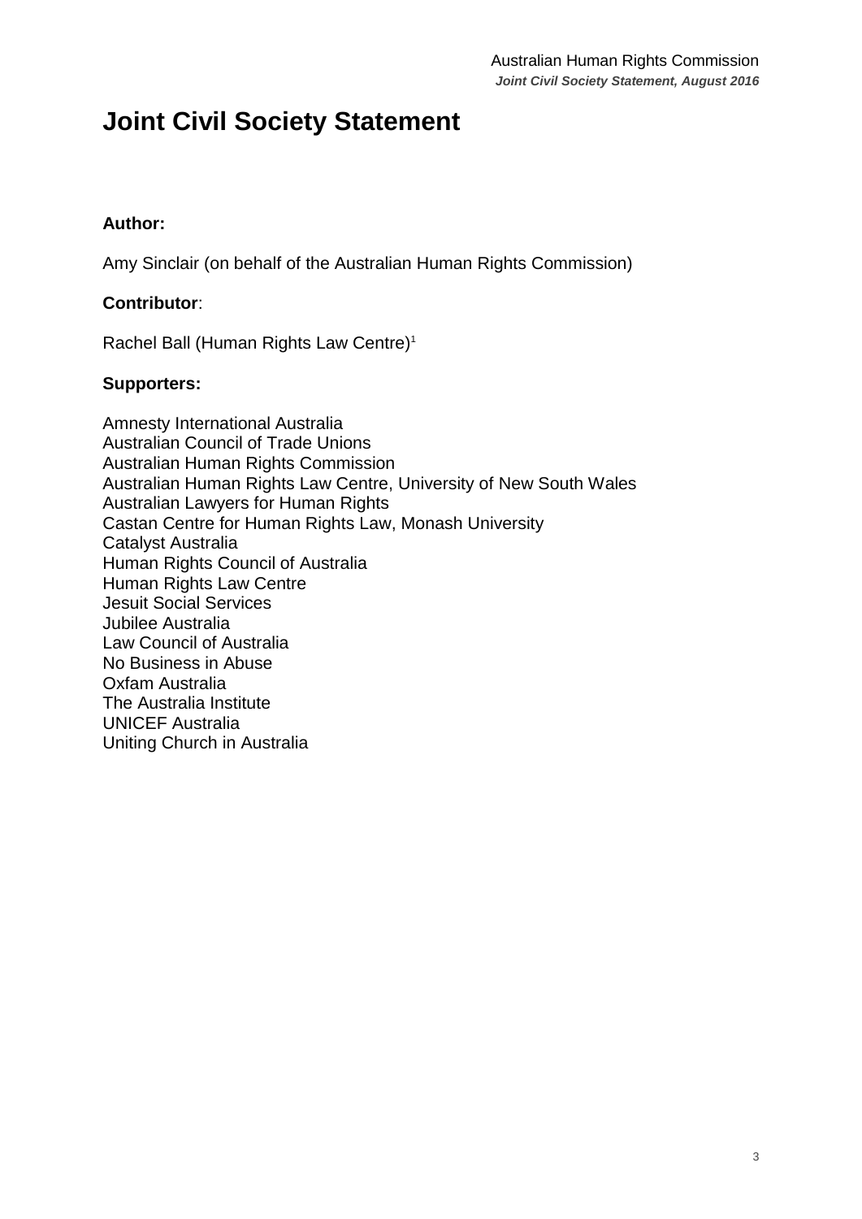# Joint Civil Society Statement

**Author:**

Amy Sinclair (on behalf of the Australian Human Rights Commission)

**Contributor**:

Rachel Ball (Human Rights Law Centre)[1]

**Supporters:**

Amnesty International Australia
Australian Council of Trade Unions
Australian Human Rights Commission
Australian Human Rights Law Centre, University of New South Wales
Australian Lawyers for Human Rights
Castan Centre for Human Rights Law, Monash University
Catalyst Australia
Human Rights Council of Australia
Human Rights Law Centre
Jesuit Social Services
Jubilee Australia
Law Council of Australia
No Business in Abuse
Oxfam Australia
The Australia Institute
UNICEF Australia
Uniting Church in Australia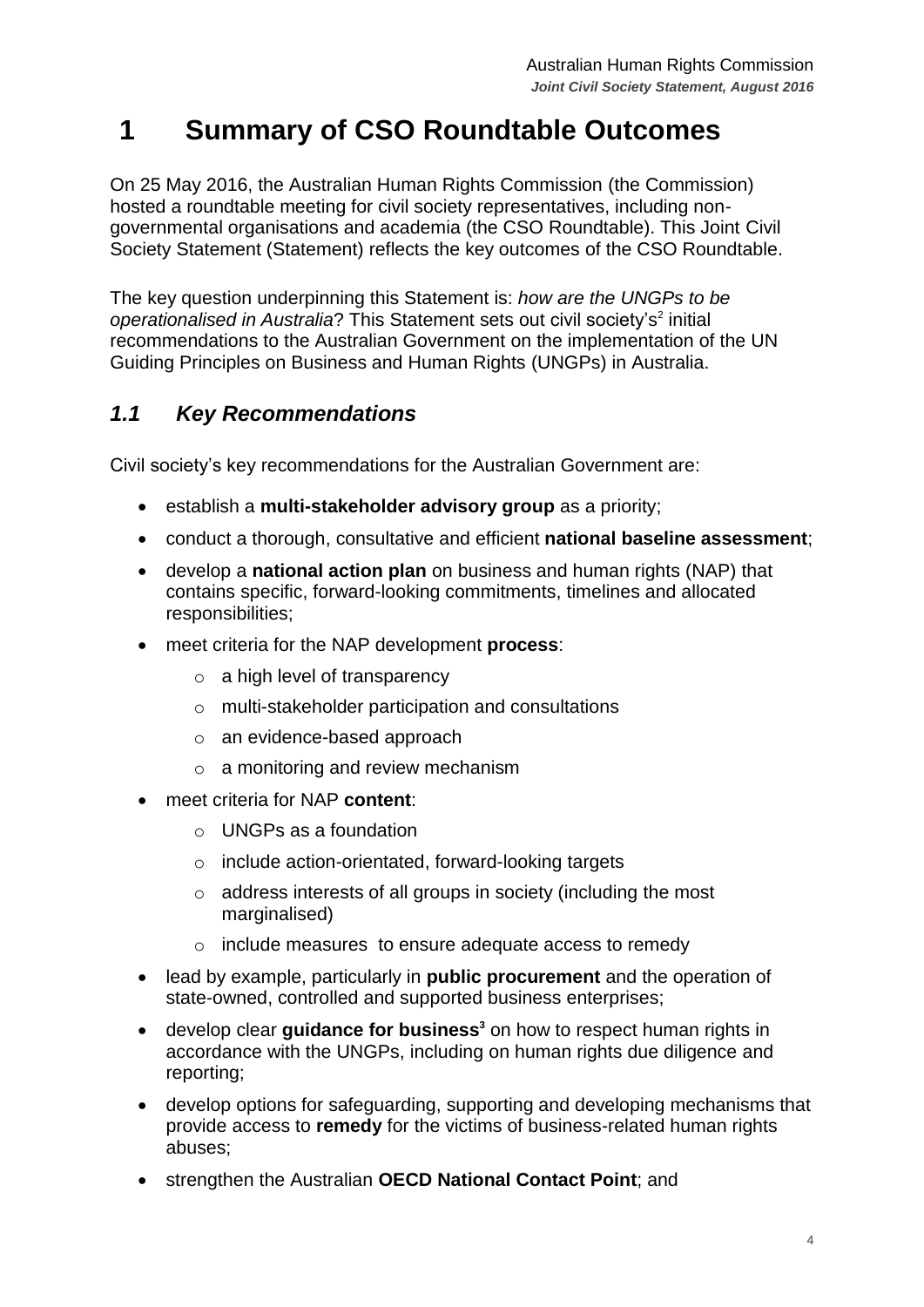# 1 Summary of CSO Roundtable Outcomes

On 25 May 2016, the Australian Human Rights Commission (the Commission) hosted a roundtable meeting for civil society representatives, including non-governmental organisations and academia (the CSO Roundtable). This Joint Civil Society Statement (Statement) reflects the key outcomes of the CSO Roundtable.

The key question underpinning this Statement is: *how are the UNGPs to be operationalised in Australia*? This Statement sets out civil society's[2] initial recommendations to the Australian Government on the implementation of the UN Guiding Principles on Business and Human Rights (UNGPs) in Australia.

## *1.1 Key Recommendations*

Civil society's key recommendations for the Australian Government are:

- establish a **multi-stakeholder advisory group** as a priority;
- conduct a thorough, consultative and efficient **national baseline assessment**;
- develop a **national action plan** on business and human rights (NAP) that contains specific, forward-looking commitments, timelines and allocated responsibilities;
- meet criteria for the NAP development **process**:
  - a high level of transparency
  - multi-stakeholder participation and consultations
  - an evidence-based approach
  - a monitoring and review mechanism
- meet criteria for NAP **content**:
  - UNGPs as a foundation
  - include action-orientated, forward-looking targets
  - address interests of all groups in society (including the most marginalised)
  - include measures to ensure adequate access to remedy
- lead by example, particularly in **public procurement** and the operation of state-owned, controlled and supported business enterprises;
- develop clear **guidance for business**[3] on how to respect human rights in accordance with the UNGPs, including on human rights due diligence and reporting;
- develop options for safeguarding, supporting and developing mechanisms that provide access to **remedy** for the victims of business-related human rights abuses;
- strengthen the Australian **OECD National Contact Point**; and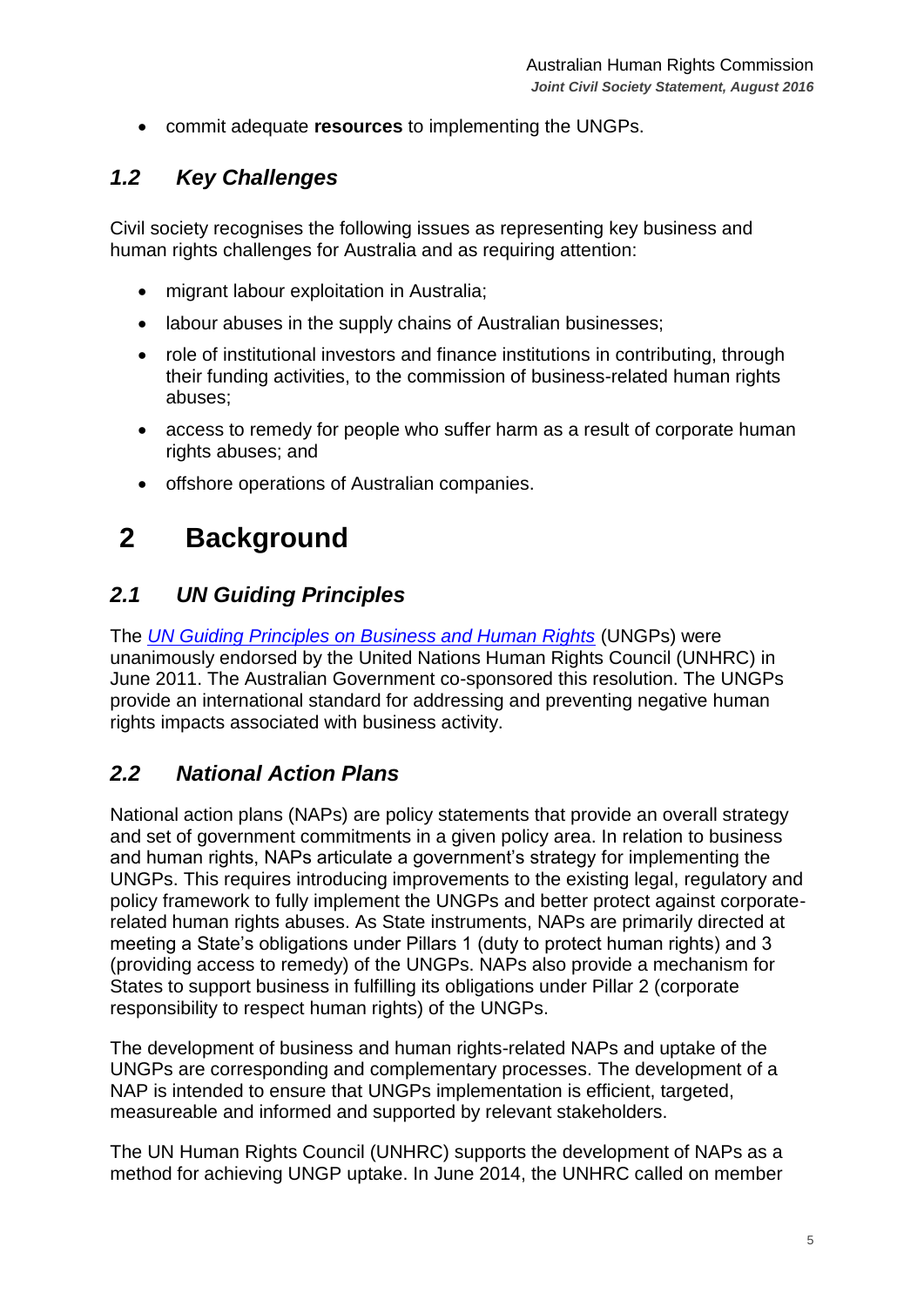- commit adequate **resources** to implementing the UNGPs.

## *1.2 Key Challenges*

Civil society recognises the following issues as representing key business and human rights challenges for Australia and as requiring attention:

- migrant labour exploitation in Australia;
- labour abuses in the supply chains of Australian businesses;
- role of institutional investors and finance institutions in contributing, through their funding activities, to the commission of business-related human rights abuses;
- access to remedy for people who suffer harm as a result of corporate human rights abuses; and
- offshore operations of Australian companies.

# 2 Background

## *2.1 UN Guiding Principles*

The *UN Guiding Principles on Business and Human Rights* (UNGPs) were unanimously endorsed by the United Nations Human Rights Council (UNHRC) in June 2011. The Australian Government co-sponsored this resolution. The UNGPs provide an international standard for addressing and preventing negative human rights impacts associated with business activity.

## *2.2 National Action Plans*

National action plans (NAPs) are policy statements that provide an overall strategy and set of government commitments in a given policy area. In relation to business and human rights, NAPs articulate a government's strategy for implementing the UNGPs. This requires introducing improvements to the existing legal, regulatory and policy framework to fully implement the UNGPs and better protect against corporate-related human rights abuses. As State instruments, NAPs are primarily directed at meeting a State's obligations under Pillars 1 (duty to protect human rights) and 3 (providing access to remedy) of the UNGPs. NAPs also provide a mechanism for States to support business in fulfilling its obligations under Pillar 2 (corporate responsibility to respect human rights) of the UNGPs.

The development of business and human rights-related NAPs and uptake of the UNGPs are corresponding and complementary processes. The development of a NAP is intended to ensure that UNGPs implementation is efficient, targeted, measureable and informed and supported by relevant stakeholders.

The UN Human Rights Council (UNHRC) supports the development of NAPs as a method for achieving UNGP uptake. In June 2014, the UNHRC called on member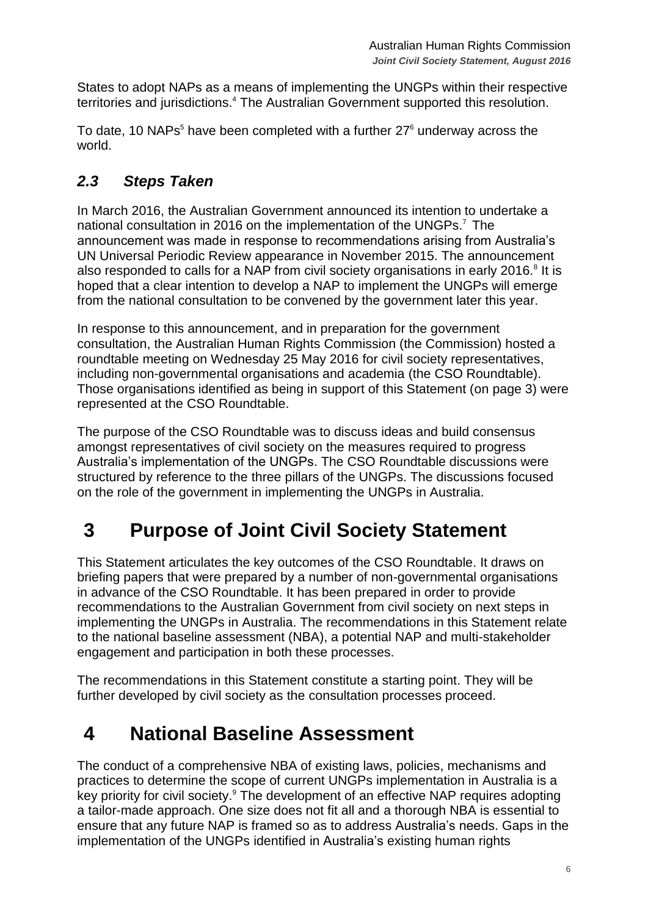States to adopt NAPs as a means of implementing the UNGPs within their respective territories and jurisdictions.[4] The Australian Government supported this resolution.

To date, 10 NAPs[5] have been completed with a further 27[6] underway across the world.

### *2.3 Steps Taken*

In March 2016, the Australian Government announced its intention to undertake a national consultation in 2016 on the implementation of the UNGPs.[7] The announcement was made in response to recommendations arising from Australia's UN Universal Periodic Review appearance in November 2015. The announcement also responded to calls for a NAP from civil society organisations in early 2016.[8] It is hoped that a clear intention to develop a NAP to implement the UNGPs will emerge from the national consultation to be convened by the government later this year.

In response to this announcement, and in preparation for the government consultation, the Australian Human Rights Commission (the Commission) hosted a roundtable meeting on Wednesday 25 May 2016 for civil society representatives, including non-governmental organisations and academia (the CSO Roundtable). Those organisations identified as being in support of this Statement (on page 3) were represented at the CSO Roundtable.

The purpose of the CSO Roundtable was to discuss ideas and build consensus amongst representatives of civil society on the measures required to progress Australia's implementation of the UNGPs. The CSO Roundtable discussions were structured by reference to the three pillars of the UNGPs. The discussions focused on the role of the government in implementing the UNGPs in Australia.

## 3 Purpose of Joint Civil Society Statement

This Statement articulates the key outcomes of the CSO Roundtable. It draws on briefing papers that were prepared by a number of non-governmental organisations in advance of the CSO Roundtable. It has been prepared in order to provide recommendations to the Australian Government from civil society on next steps in implementing the UNGPs in Australia. The recommendations in this Statement relate to the national baseline assessment (NBA), a potential NAP and multi-stakeholder engagement and participation in both these processes.

The recommendations in this Statement constitute a starting point. They will be further developed by civil society as the consultation processes proceed.

## 4 National Baseline Assessment

The conduct of a comprehensive NBA of existing laws, policies, mechanisms and practices to determine the scope of current UNGPs implementation in Australia is a key priority for civil society.[9] The development of an effective NAP requires adopting a tailor-made approach. One size does not fit all and a thorough NBA is essential to ensure that any future NAP is framed so as to address Australia's needs. Gaps in the implementation of the UNGPs identified in Australia's existing human rights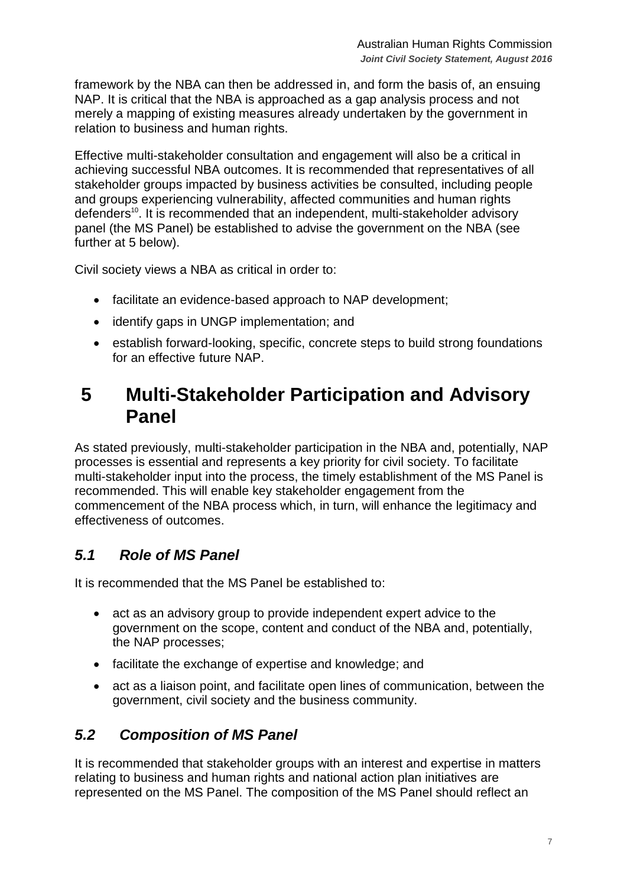framework by the NBA can then be addressed in, and form the basis of, an ensuing NAP. It is critical that the NBA is approached as a gap analysis process and not merely a mapping of existing measures already undertaken by the government in relation to business and human rights.

Effective multi-stakeholder consultation and engagement will also be a critical in achieving successful NBA outcomes. It is recommended that representatives of all stakeholder groups impacted by business activities be consulted, including people and groups experiencing vulnerability, affected communities and human rights defenders[10]. It is recommended that an independent, multi-stakeholder advisory panel (the MS Panel) be established to advise the government on the NBA (see further at 5 below).

Civil society views a NBA as critical in order to:

- facilitate an evidence-based approach to NAP development;
- identify gaps in UNGP implementation; and
- establish forward-looking, specific, concrete steps to build strong foundations for an effective future NAP.

# 5 Multi-Stakeholder Participation and Advisory Panel

As stated previously, multi-stakeholder participation in the NBA and, potentially, NAP processes is essential and represents a key priority for civil society. To facilitate multi-stakeholder input into the process, the timely establishment of the MS Panel is recommended. This will enable key stakeholder engagement from the commencement of the NBA process which, in turn, will enhance the legitimacy and effectiveness of outcomes.

## *5.1 Role of MS Panel*

It is recommended that the MS Panel be established to:

- act as an advisory group to provide independent expert advice to the government on the scope, content and conduct of the NBA and, potentially, the NAP processes;
- facilitate the exchange of expertise and knowledge; and
- act as a liaison point, and facilitate open lines of communication, between the government, civil society and the business community.

## *5.2 Composition of MS Panel*

It is recommended that stakeholder groups with an interest and expertise in matters relating to business and human rights and national action plan initiatives are represented on the MS Panel. The composition of the MS Panel should reflect an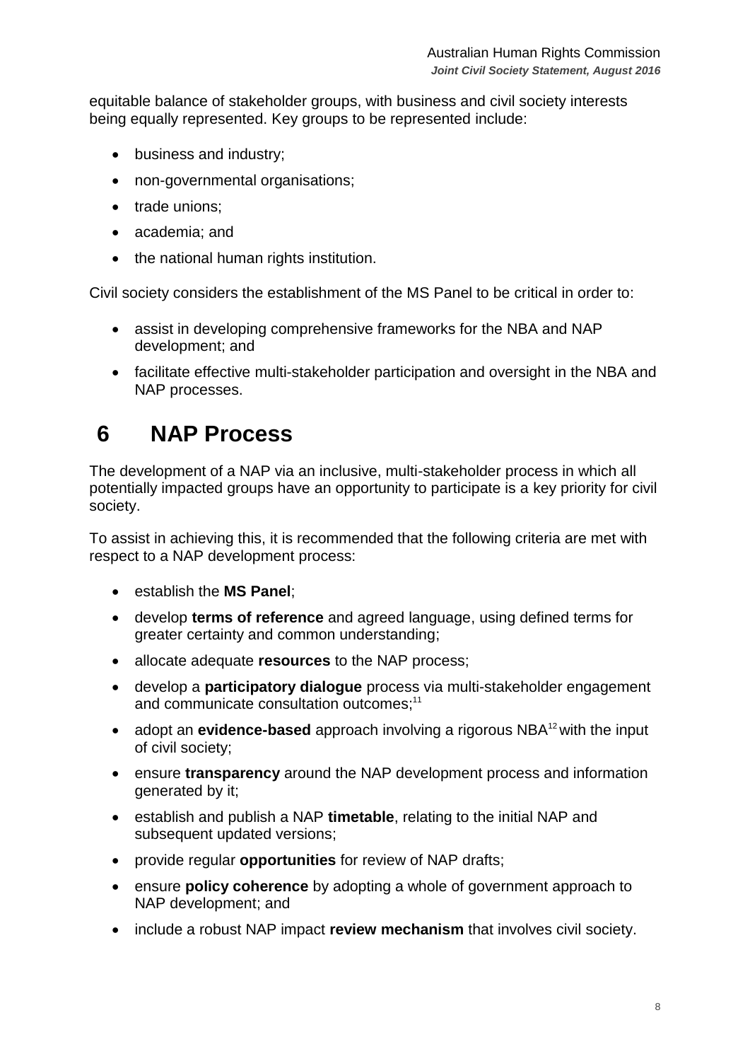equitable balance of stakeholder groups, with business and civil society interests being equally represented. Key groups to be represented include:

- business and industry;
- non-governmental organisations;
- trade unions;
- academia; and
- the national human rights institution.

Civil society considers the establishment of the MS Panel to be critical in order to:

- assist in developing comprehensive frameworks for the NBA and NAP development; and
- facilitate effective multi-stakeholder participation and oversight in the NBA and NAP processes.

# 6 NAP Process

The development of a NAP via an inclusive, multi-stakeholder process in which all potentially impacted groups have an opportunity to participate is a key priority for civil society.

To assist in achieving this, it is recommended that the following criteria are met with respect to a NAP development process:

- establish the **MS Panel**;
- develop **terms of reference** and agreed language, using defined terms for greater certainty and common understanding;
- allocate adequate **resources** to the NAP process;
- develop a **participatory dialogue** process via multi-stakeholder engagement and communicate consultation outcomes;[11]
- adopt an **evidence-based** approach involving a rigorous NBA[12] with the input of civil society;
- ensure **transparency** around the NAP development process and information generated by it;
- establish and publish a NAP **timetable**, relating to the initial NAP and subsequent updated versions;
- provide regular **opportunities** for review of NAP drafts;
- ensure **policy coherence** by adopting a whole of government approach to NAP development; and
- include a robust NAP impact **review mechanism** that involves civil society.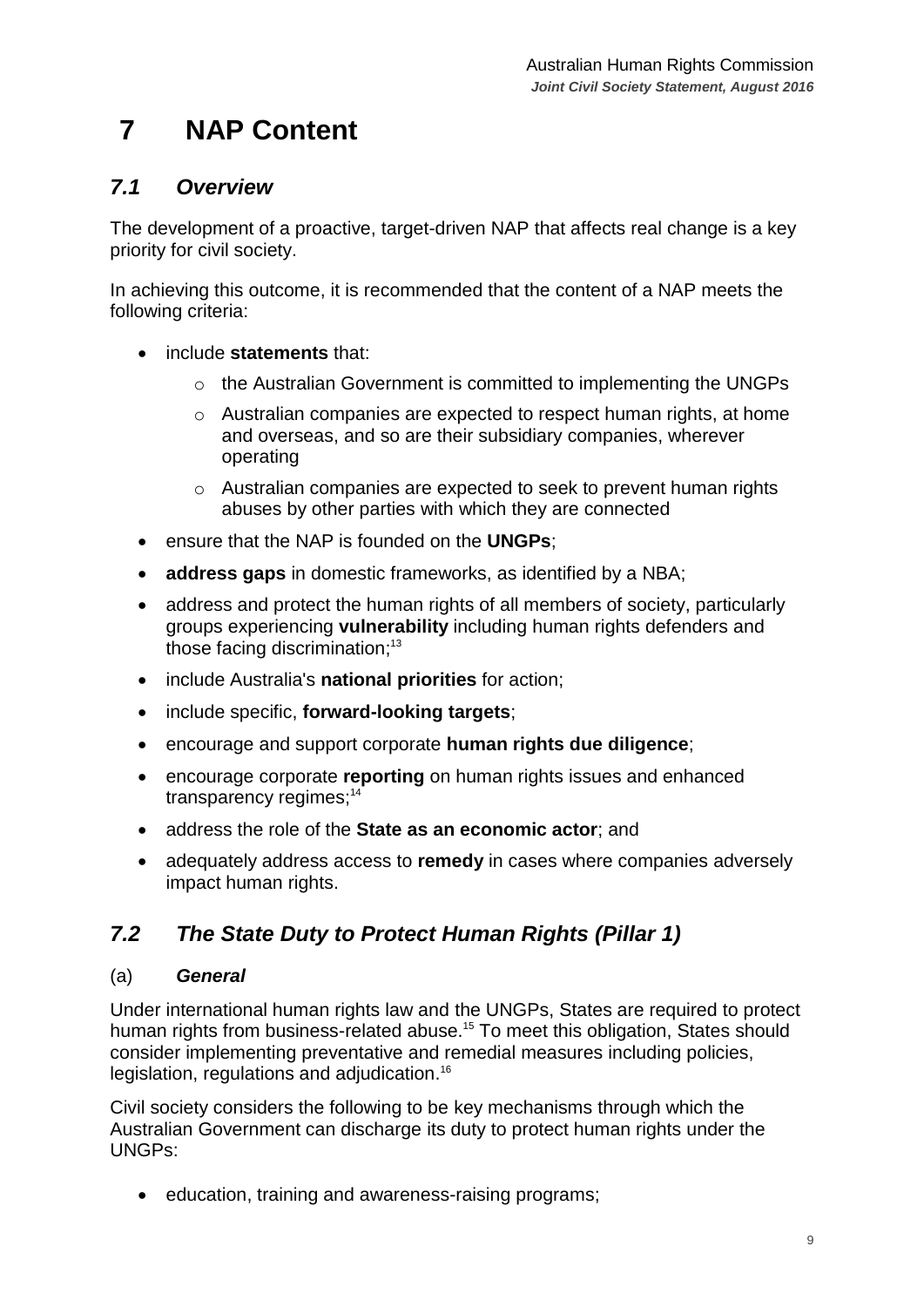# 7 NAP Content

## *7.1 Overview*

The development of a proactive, target-driven NAP that affects real change is a key priority for civil society.

In achieving this outcome, it is recommended that the content of a NAP meets the following criteria:

- include **statements** that:
  - the Australian Government is committed to implementing the UNGPs
  - Australian companies are expected to respect human rights, at home and overseas, and so are their subsidiary companies, wherever operating
  - Australian companies are expected to seek to prevent human rights abuses by other parties with which they are connected
- ensure that the NAP is founded on the **UNGPs**;
- **address gaps** in domestic frameworks, as identified by a NBA;
- address and protect the human rights of all members of society, particularly groups experiencing **vulnerability** including human rights defenders and those facing discrimination;[13]
- include Australia's **national priorities** for action;
- include specific, **forward-looking targets**;
- encourage and support corporate **human rights due diligence**;
- encourage corporate **reporting** on human rights issues and enhanced transparency regimes;[14]
- address the role of the **State as an economic actor**; and
- adequately address access to **remedy** in cases where companies adversely impact human rights.

## *7.2 The State Duty to Protect Human Rights (Pillar 1)*

### (a) *General*

Under international human rights law and the UNGPs, States are required to protect human rights from business-related abuse.[15] To meet this obligation, States should consider implementing preventative and remedial measures including policies, legislation, regulations and adjudication.[16]

Civil society considers the following to be key mechanisms through which the Australian Government can discharge its duty to protect human rights under the UNGPs:

- education, training and awareness-raising programs;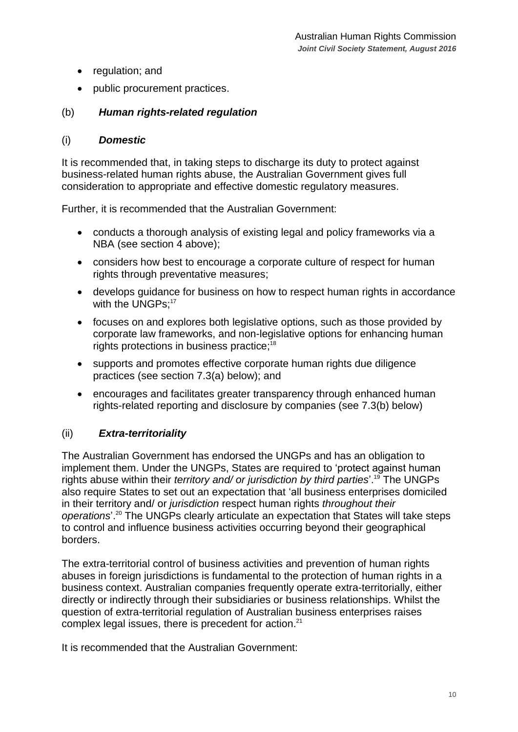- regulation; and
- public procurement practices.

### (b) ***Human rights-related regulation***

#### (i) ***Domestic***

It is recommended that, in taking steps to discharge its duty to protect against business-related human rights abuse, the Australian Government gives full consideration to appropriate and effective domestic regulatory measures.

Further, it is recommended that the Australian Government:

- conducts a thorough analysis of existing legal and policy frameworks via a NBA (see section 4 above);
- considers how best to encourage a corporate culture of respect for human rights through preventative measures;
- develops guidance for business on how to respect human rights in accordance with the UNGPs;[17]
- focuses on and explores both legislative options, such as those provided by corporate law frameworks, and non-legislative options for enhancing human rights protections in business practice;[18]
- supports and promotes effective corporate human rights due diligence practices (see section 7.3(a) below); and
- encourages and facilitates greater transparency through enhanced human rights-related reporting and disclosure by companies (see 7.3(b) below)

#### (ii) ***Extra-territoriality***

The Australian Government has endorsed the UNGPs and has an obligation to implement them. Under the UNGPs, States are required to 'protect against human rights abuse within their *territory and/ or jurisdiction by third parties*'.[19] The UNGPs also require States to set out an expectation that 'all business enterprises domiciled in their territory and/ or *jurisdiction* respect human rights *throughout their operations*'.[20] The UNGPs clearly articulate an expectation that States will take steps to control and influence business activities occurring beyond their geographical borders.

The extra-territorial control of business activities and prevention of human rights abuses in foreign jurisdictions is fundamental to the protection of human rights in a business context. Australian companies frequently operate extra-territorially, either directly or indirectly through their subsidiaries or business relationships. Whilst the question of extra-territorial regulation of Australian business enterprises raises complex legal issues, there is precedent for action.[21]

It is recommended that the Australian Government: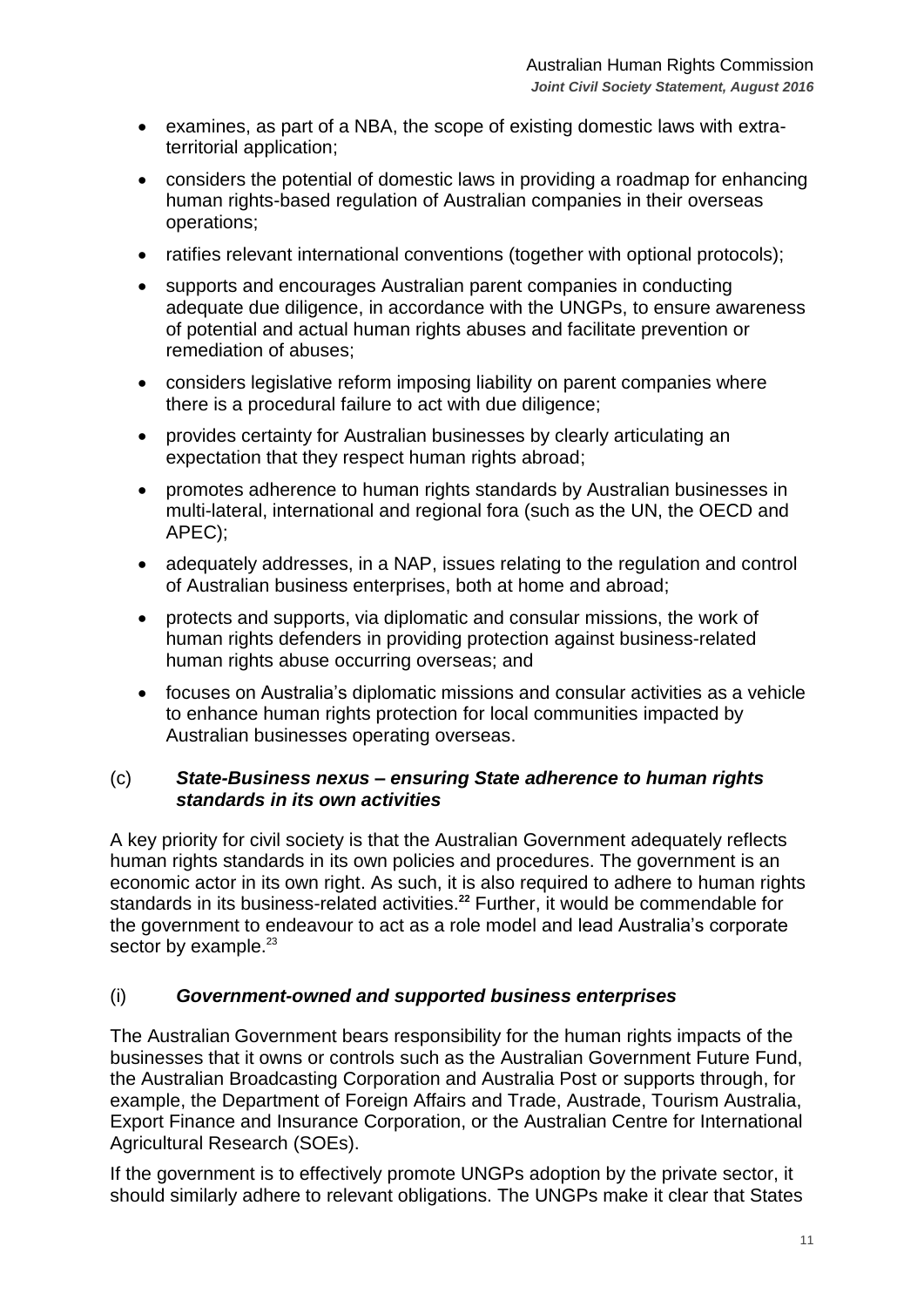- examines, as part of a NBA, the scope of existing domestic laws with extra-territorial application;
- considers the potential of domestic laws in providing a roadmap for enhancing human rights-based regulation of Australian companies in their overseas operations;
- ratifies relevant international conventions (together with optional protocols);
- supports and encourages Australian parent companies in conducting adequate due diligence, in accordance with the UNGPs, to ensure awareness of potential and actual human rights abuses and facilitate prevention or remediation of abuses;
- considers legislative reform imposing liability on parent companies where there is a procedural failure to act with due diligence;
- provides certainty for Australian businesses by clearly articulating an expectation that they respect human rights abroad;
- promotes adherence to human rights standards by Australian businesses in multi-lateral, international and regional fora (such as the UN, the OECD and APEC);
- adequately addresses, in a NAP, issues relating to the regulation and control of Australian business enterprises, both at home and abroad;
- protects and supports, via diplomatic and consular missions, the work of human rights defenders in providing protection against business-related human rights abuse occurring overseas; and
- focuses on Australia's diplomatic missions and consular activities as a vehicle to enhance human rights protection for local communities impacted by Australian businesses operating overseas.

### (c) *State-Business nexus – ensuring State adherence to human rights standards in its own activities*

A key priority for civil society is that the Australian Government adequately reflects human rights standards in its own policies and procedures. The government is an economic actor in its own right. As such, it is also required to adhere to human rights standards in its business-related activities.[22] Further, it would be commendable for the government to endeavour to act as a role model and lead Australia's corporate sector by example.[23]

### (i) *Government-owned and supported business enterprises*

The Australian Government bears responsibility for the human rights impacts of the businesses that it owns or controls such as the Australian Government Future Fund, the Australian Broadcasting Corporation and Australia Post or supports through, for example, the Department of Foreign Affairs and Trade, Austrade, Tourism Australia, Export Finance and Insurance Corporation, or the Australian Centre for International Agricultural Research (SOEs).

If the government is to effectively promote UNGPs adoption by the private sector, it should similarly adhere to relevant obligations. The UNGPs make it clear that States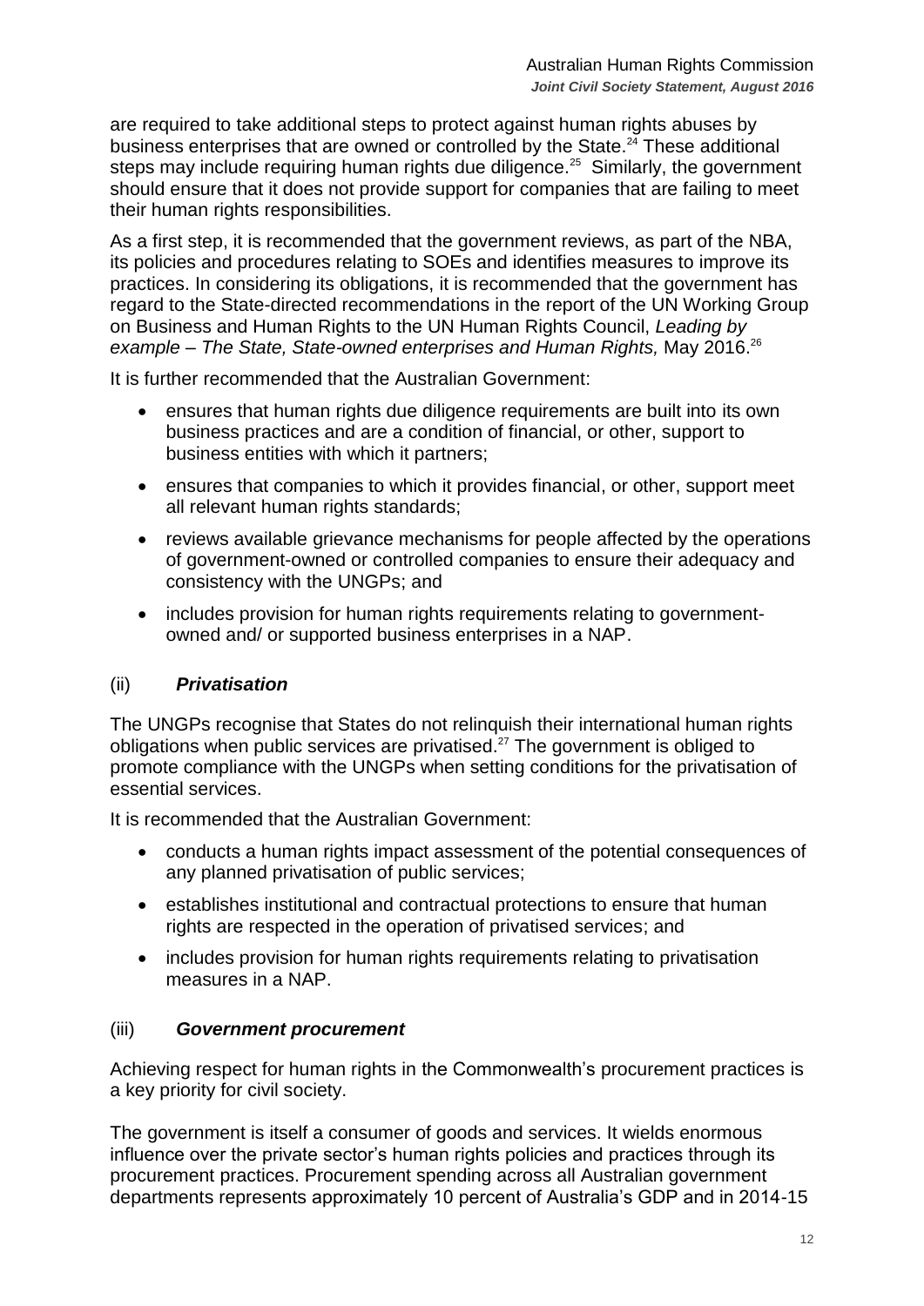are required to take additional steps to protect against human rights abuses by business enterprises that are owned or controlled by the State.[24] These additional steps may include requiring human rights due diligence.[25] Similarly, the government should ensure that it does not provide support for companies that are failing to meet their human rights responsibilities.

As a first step, it is recommended that the government reviews, as part of the NBA, its policies and procedures relating to SOEs and identifies measures to improve its practices. In considering its obligations, it is recommended that the government has regard to the State-directed recommendations in the report of the UN Working Group on Business and Human Rights to the UN Human Rights Council, *Leading by example – The State, State-owned enterprises and Human Rights,* May 2016.[26]

It is further recommended that the Australian Government:

- ensures that human rights due diligence requirements are built into its own business practices and are a condition of financial, or other, support to business entities with which it partners;
- ensures that companies to which it provides financial, or other, support meet all relevant human rights standards;
- reviews available grievance mechanisms for people affected by the operations of government-owned or controlled companies to ensure their adequacy and consistency with the UNGPs; and
- includes provision for human rights requirements relating to government-owned and/ or supported business enterprises in a NAP.

### (ii) *Privatisation*

The UNGPs recognise that States do not relinquish their international human rights obligations when public services are privatised.[27] The government is obliged to promote compliance with the UNGPs when setting conditions for the privatisation of essential services.

It is recommended that the Australian Government:

- conducts a human rights impact assessment of the potential consequences of any planned privatisation of public services;
- establishes institutional and contractual protections to ensure that human rights are respected in the operation of privatised services; and
- includes provision for human rights requirements relating to privatisation measures in a NAP.

### (iii) *Government procurement*

Achieving respect for human rights in the Commonwealth's procurement practices is a key priority for civil society.

The government is itself a consumer of goods and services. It wields enormous influence over the private sector's human rights policies and practices through its procurement practices. Procurement spending across all Australian government departments represents approximately 10 percent of Australia's GDP and in 2014-15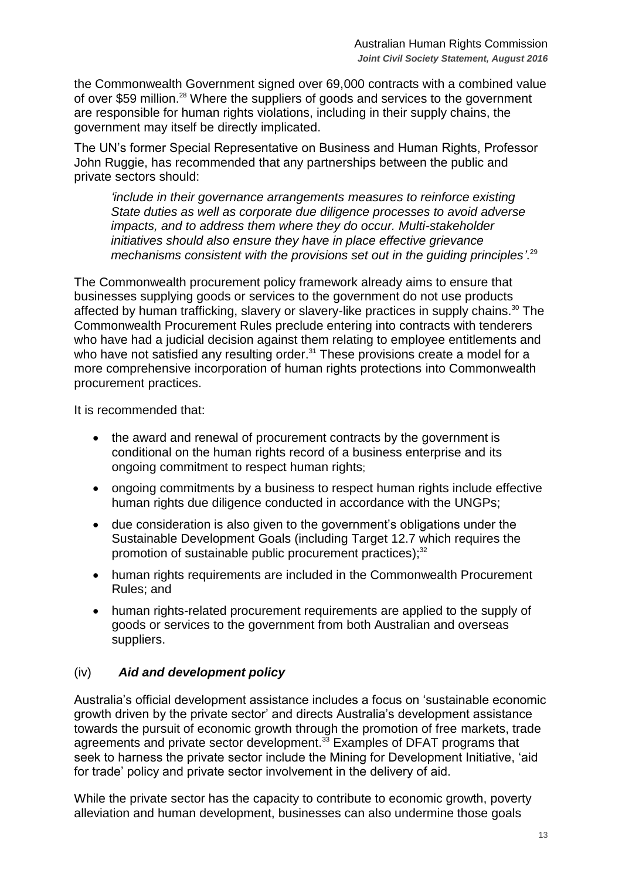the Commonwealth Government signed over 69,000 contracts with a combined value of over $59 million.[28] Where the suppliers of goods and services to the government are responsible for human rights violations, including in their supply chains, the government may itself be directly implicated.

The UN's former Special Representative on Business and Human Rights, Professor John Ruggie, has recommended that any partnerships between the public and private sectors should:

> *'include in their governance arrangements measures to reinforce existing State duties as well as corporate due diligence processes to avoid adverse impacts, and to address them where they do occur. Multi-stakeholder initiatives should also ensure they have in place effective grievance mechanisms consistent with the provisions set out in the guiding principles'*.[29]

The Commonwealth procurement policy framework already aims to ensure that businesses supplying goods or services to the government do not use products affected by human trafficking, slavery or slavery-like practices in supply chains.[30] The Commonwealth Procurement Rules preclude entering into contracts with tenderers who have had a judicial decision against them relating to employee entitlements and who have not satisfied any resulting order.[31] These provisions create a model for a more comprehensive incorporation of human rights protections into Commonwealth procurement practices.

It is recommended that:

- the award and renewal of procurement contracts by the government is conditional on the human rights record of a business enterprise and its ongoing commitment to respect human rights;
- ongoing commitments by a business to respect human rights include effective human rights due diligence conducted in accordance with the UNGPs;
- due consideration is also given to the government's obligations under the Sustainable Development Goals (including Target 12.7 which requires the promotion of sustainable public procurement practices);[32]
- human rights requirements are included in the Commonwealth Procurement Rules; and
- human rights-related procurement requirements are applied to the supply of goods or services to the government from both Australian and overseas suppliers.

### (iv) *Aid and development policy*

Australia's official development assistance includes a focus on 'sustainable economic growth driven by the private sector' and directs Australia's development assistance towards the pursuit of economic growth through the promotion of free markets, trade agreements and private sector development.[33] Examples of DFAT programs that seek to harness the private sector include the Mining for Development Initiative, 'aid for trade' policy and private sector involvement in the delivery of aid.

While the private sector has the capacity to contribute to economic growth, poverty alleviation and human development, businesses can also undermine those goals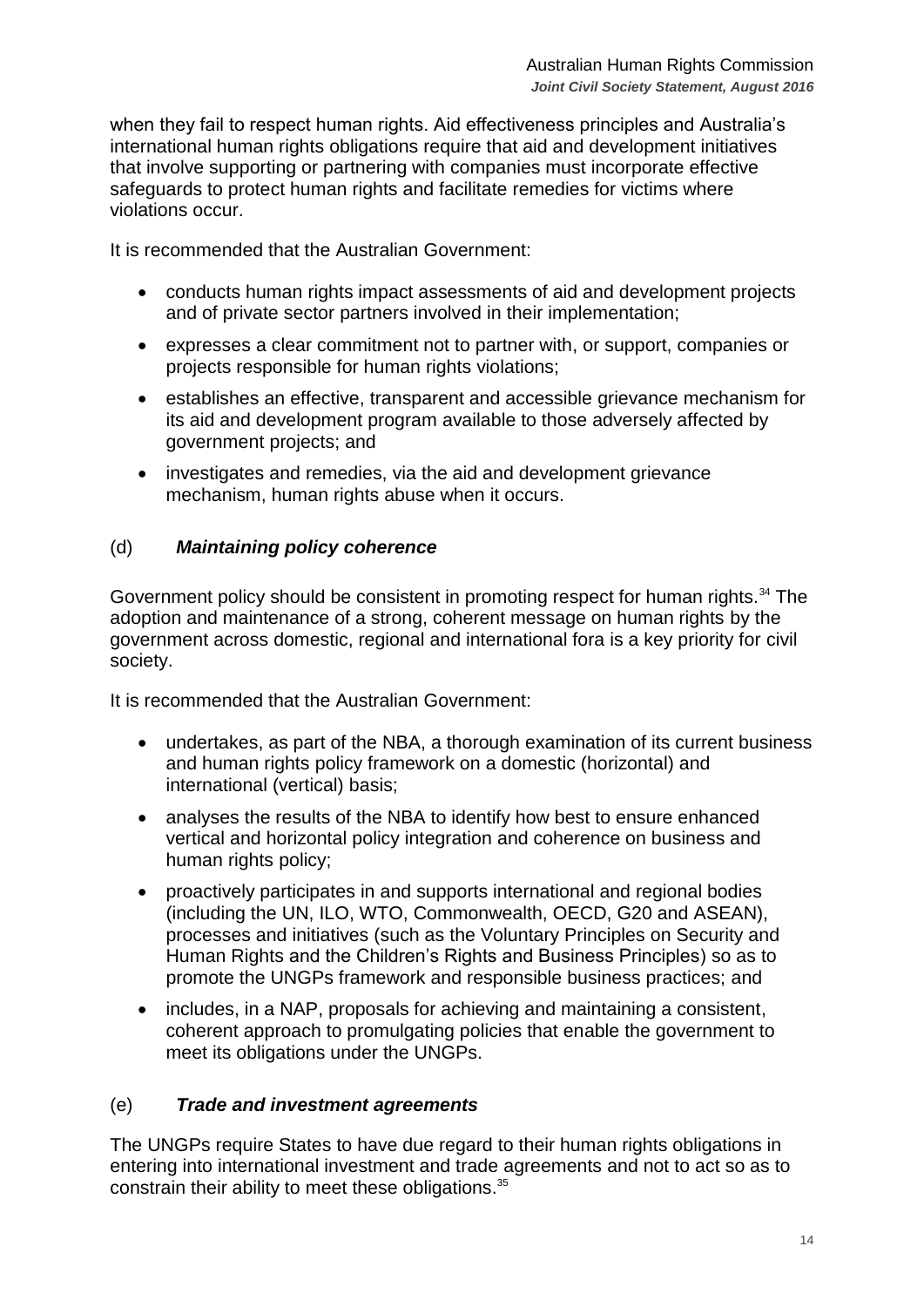when they fail to respect human rights. Aid effectiveness principles and Australia's international human rights obligations require that aid and development initiatives that involve supporting or partnering with companies must incorporate effective safeguards to protect human rights and facilitate remedies for victims where violations occur.

It is recommended that the Australian Government:

- conducts human rights impact assessments of aid and development projects and of private sector partners involved in their implementation;
- expresses a clear commitment not to partner with, or support, companies or projects responsible for human rights violations;
- establishes an effective, transparent and accessible grievance mechanism for its aid and development program available to those adversely affected by government projects; and
- investigates and remedies, via the aid and development grievance mechanism, human rights abuse when it occurs.

### (d) ***Maintaining policy coherence***

Government policy should be consistent in promoting respect for human rights.[34] The adoption and maintenance of a strong, coherent message on human rights by the government across domestic, regional and international fora is a key priority for civil society.

It is recommended that the Australian Government:

- undertakes, as part of the NBA, a thorough examination of its current business and human rights policy framework on a domestic (horizontal) and international (vertical) basis;
- analyses the results of the NBA to identify how best to ensure enhanced vertical and horizontal policy integration and coherence on business and human rights policy;
- proactively participates in and supports international and regional bodies (including the UN, ILO, WTO, Commonwealth, OECD, G20 and ASEAN), processes and initiatives (such as the Voluntary Principles on Security and Human Rights and the Children's Rights and Business Principles) so as to promote the UNGPs framework and responsible business practices; and
- includes, in a NAP, proposals for achieving and maintaining a consistent, coherent approach to promulgating policies that enable the government to meet its obligations under the UNGPs.

### (e) ***Trade and investment agreements***

The UNGPs require States to have due regard to their human rights obligations in entering into international investment and trade agreements and not to act so as to constrain their ability to meet these obligations.[35]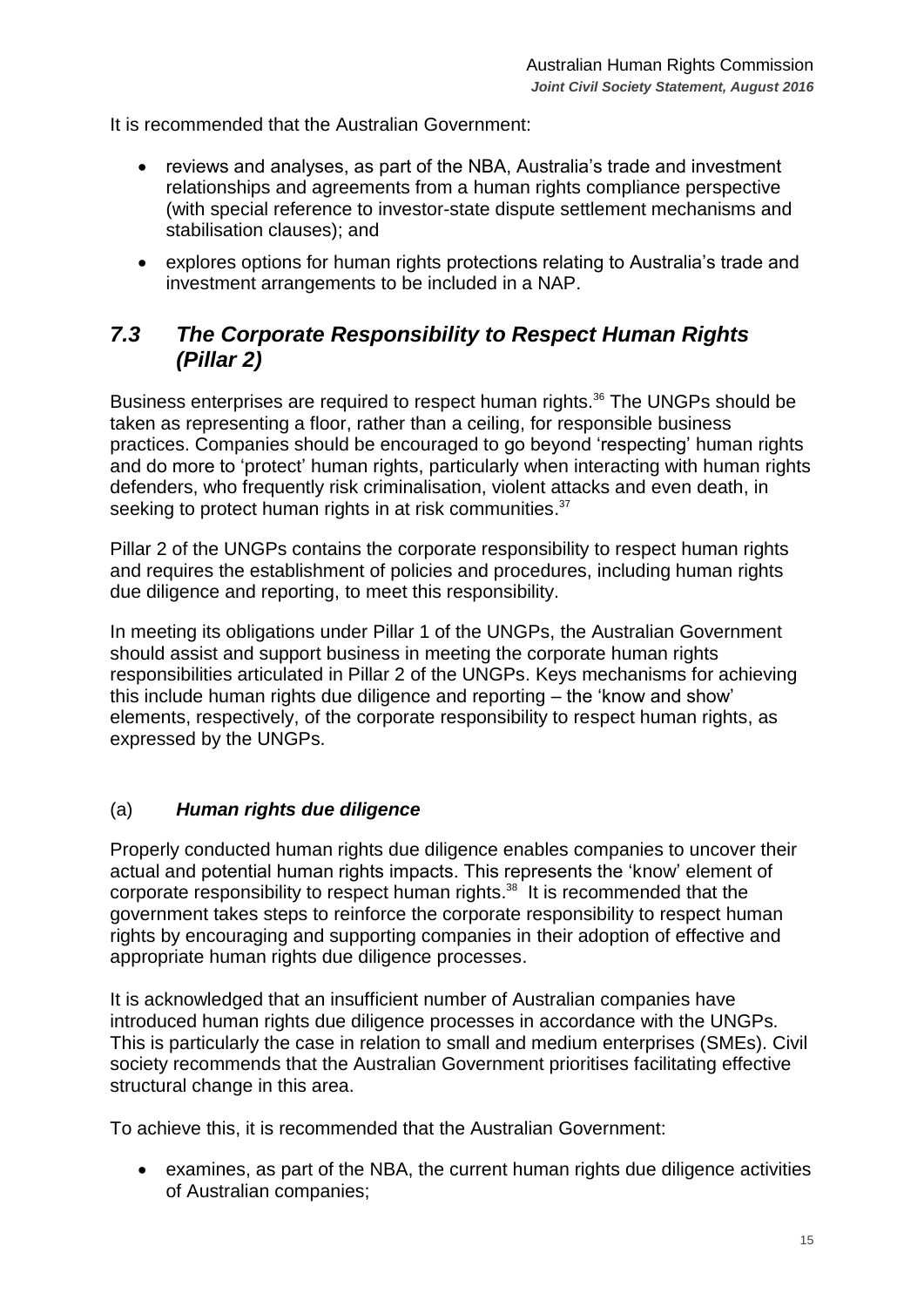It is recommended that the Australian Government:

- reviews and analyses, as part of the NBA, Australia's trade and investment relationships and agreements from a human rights compliance perspective (with special reference to investor-state dispute settlement mechanisms and stabilisation clauses); and
- explores options for human rights protections relating to Australia's trade and investment arrangements to be included in a NAP.

## *7.3 The Corporate Responsibility to Respect Human Rights (Pillar 2)*

Business enterprises are required to respect human rights.[36] The UNGPs should be taken as representing a floor, rather than a ceiling, for responsible business practices. Companies should be encouraged to go beyond 'respecting' human rights and do more to 'protect' human rights, particularly when interacting with human rights defenders, who frequently risk criminalisation, violent attacks and even death, in seeking to protect human rights in at risk communities.[37]

Pillar 2 of the UNGPs contains the corporate responsibility to respect human rights and requires the establishment of policies and procedures, including human rights due diligence and reporting, to meet this responsibility.

In meeting its obligations under Pillar 1 of the UNGPs, the Australian Government should assist and support business in meeting the corporate human rights responsibilities articulated in Pillar 2 of the UNGPs. Keys mechanisms for achieving this include human rights due diligence and reporting – the 'know and show' elements, respectively, of the corporate responsibility to respect human rights, as expressed by the UNGPs.

### (a) *Human rights due diligence*

Properly conducted human rights due diligence enables companies to uncover their actual and potential human rights impacts. This represents the 'know' element of corporate responsibility to respect human rights.[38] It is recommended that the government takes steps to reinforce the corporate responsibility to respect human rights by encouraging and supporting companies in their adoption of effective and appropriate human rights due diligence processes.

It is acknowledged that an insufficient number of Australian companies have introduced human rights due diligence processes in accordance with the UNGPs. This is particularly the case in relation to small and medium enterprises (SMEs). Civil society recommends that the Australian Government prioritises facilitating effective structural change in this area.

To achieve this, it is recommended that the Australian Government:

- examines, as part of the NBA, the current human rights due diligence activities of Australian companies;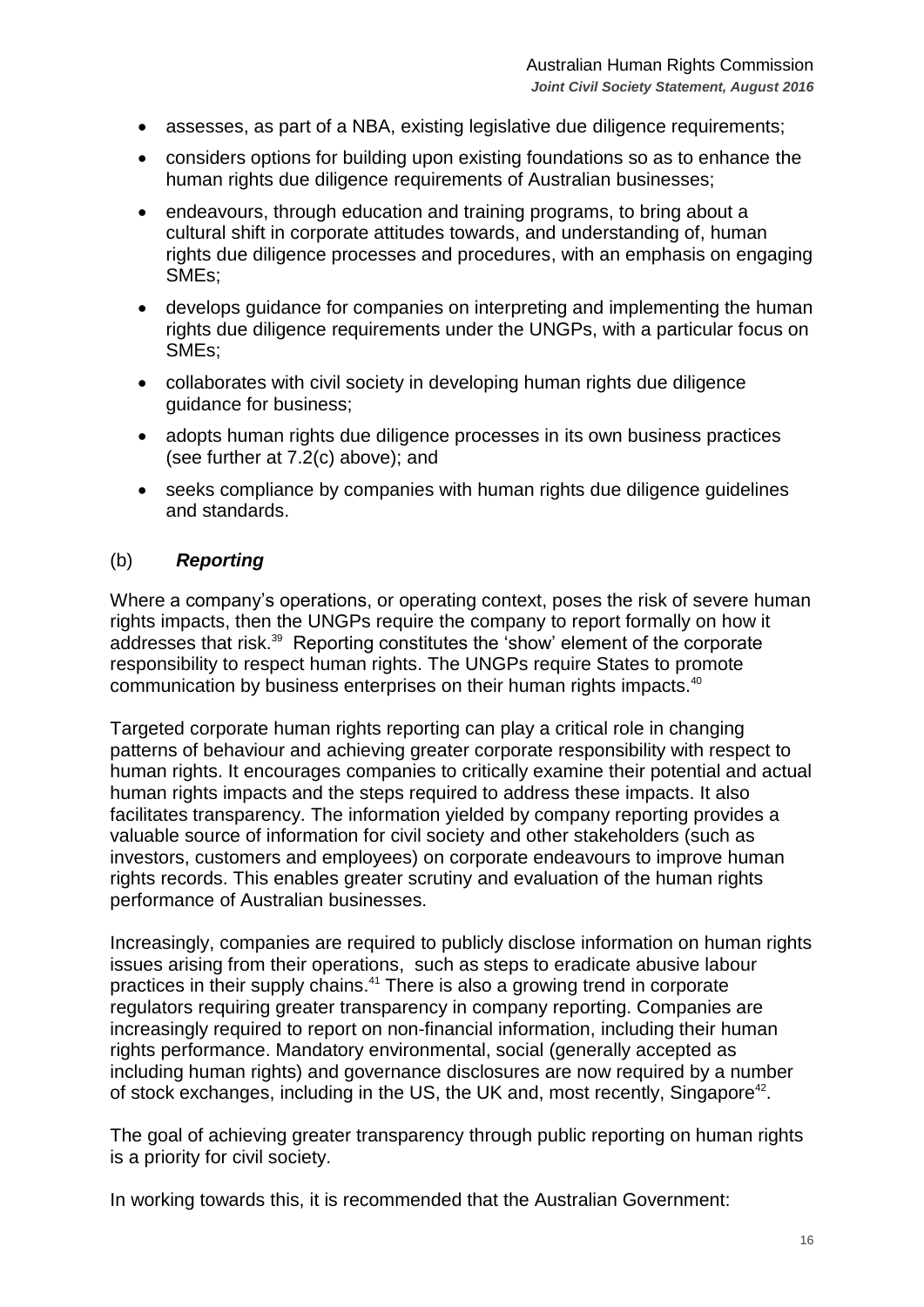- assesses, as part of a NBA, existing legislative due diligence requirements;
- considers options for building upon existing foundations so as to enhance the human rights due diligence requirements of Australian businesses;
- endeavours, through education and training programs, to bring about a cultural shift in corporate attitudes towards, and understanding of, human rights due diligence processes and procedures, with an emphasis on engaging SMEs;
- develops guidance for companies on interpreting and implementing the human rights due diligence requirements under the UNGPs, with a particular focus on SMEs;
- collaborates with civil society in developing human rights due diligence guidance for business;
- adopts human rights due diligence processes in its own business practices (see further at 7.2(c) above); and
- seeks compliance by companies with human rights due diligence guidelines and standards.

(b) ***Reporting***

Where a company's operations, or operating context, poses the risk of severe human rights impacts, then the UNGPs require the company to report formally on how it addresses that risk.[39] Reporting constitutes the 'show' element of the corporate responsibility to respect human rights. The UNGPs require States to promote communication by business enterprises on their human rights impacts.[40]

Targeted corporate human rights reporting can play a critical role in changing patterns of behaviour and achieving greater corporate responsibility with respect to human rights. It encourages companies to critically examine their potential and actual human rights impacts and the steps required to address these impacts. It also facilitates transparency. The information yielded by company reporting provides a valuable source of information for civil society and other stakeholders (such as investors, customers and employees) on corporate endeavours to improve human rights records. This enables greater scrutiny and evaluation of the human rights performance of Australian businesses.

Increasingly, companies are required to publicly disclose information on human rights issues arising from their operations, such as steps to eradicate abusive labour practices in their supply chains.[41] There is also a growing trend in corporate regulators requiring greater transparency in company reporting. Companies are increasingly required to report on non-financial information, including their human rights performance. Mandatory environmental, social (generally accepted as including human rights) and governance disclosures are now required by a number of stock exchanges, including in the US, the UK and, most recently, Singapore[42].

The goal of achieving greater transparency through public reporting on human rights is a priority for civil society.

In working towards this, it is recommended that the Australian Government: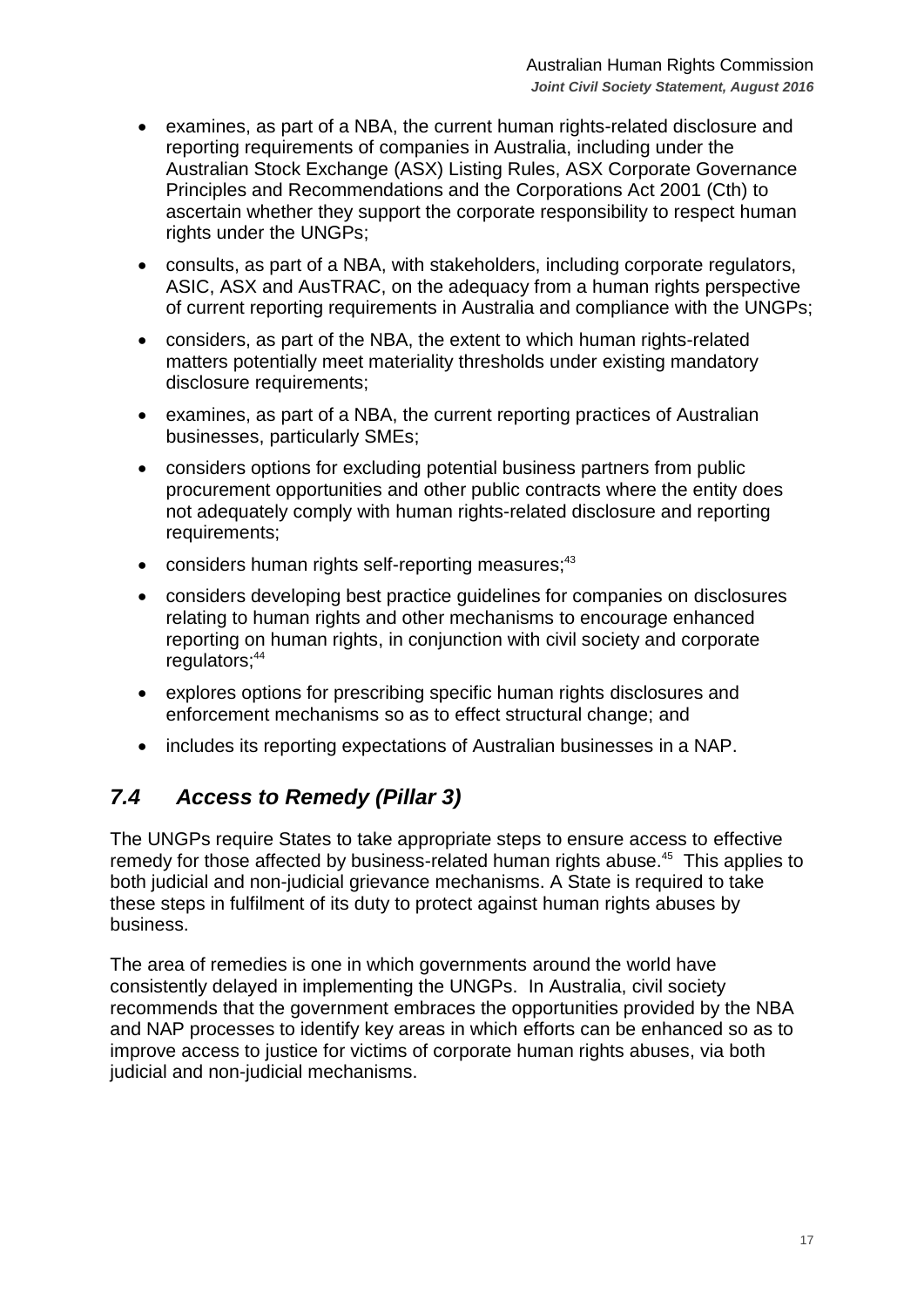- examines, as part of a NBA, the current human rights-related disclosure and reporting requirements of companies in Australia, including under the Australian Stock Exchange (ASX) Listing Rules, ASX Corporate Governance Principles and Recommendations and the Corporations Act 2001 (Cth) to ascertain whether they support the corporate responsibility to respect human rights under the UNGPs;
- consults, as part of a NBA, with stakeholders, including corporate regulators, ASIC, ASX and AusTRAC, on the adequacy from a human rights perspective of current reporting requirements in Australia and compliance with the UNGPs;
- considers, as part of the NBA, the extent to which human rights-related matters potentially meet materiality thresholds under existing mandatory disclosure requirements;
- examines, as part of a NBA, the current reporting practices of Australian businesses, particularly SMEs;
- considers options for excluding potential business partners from public procurement opportunities and other public contracts where the entity does not adequately comply with human rights-related disclosure and reporting requirements;
- considers human rights self-reporting measures;[43]
- considers developing best practice guidelines for companies on disclosures relating to human rights and other mechanisms to encourage enhanced reporting on human rights, in conjunction with civil society and corporate regulators;[44]
- explores options for prescribing specific human rights disclosures and enforcement mechanisms so as to effect structural change; and
- includes its reporting expectations of Australian businesses in a NAP.

## *7.4 Access to Remedy (Pillar 3)*

The UNGPs require States to take appropriate steps to ensure access to effective remedy for those affected by business-related human rights abuse.[45] This applies to both judicial and non-judicial grievance mechanisms. A State is required to take these steps in fulfilment of its duty to protect against human rights abuses by business.

The area of remedies is one in which governments around the world have consistently delayed in implementing the UNGPs. In Australia, civil society recommends that the government embraces the opportunities provided by the NBA and NAP processes to identify key areas in which efforts can be enhanced so as to improve access to justice for victims of corporate human rights abuses, via both judicial and non-judicial mechanisms.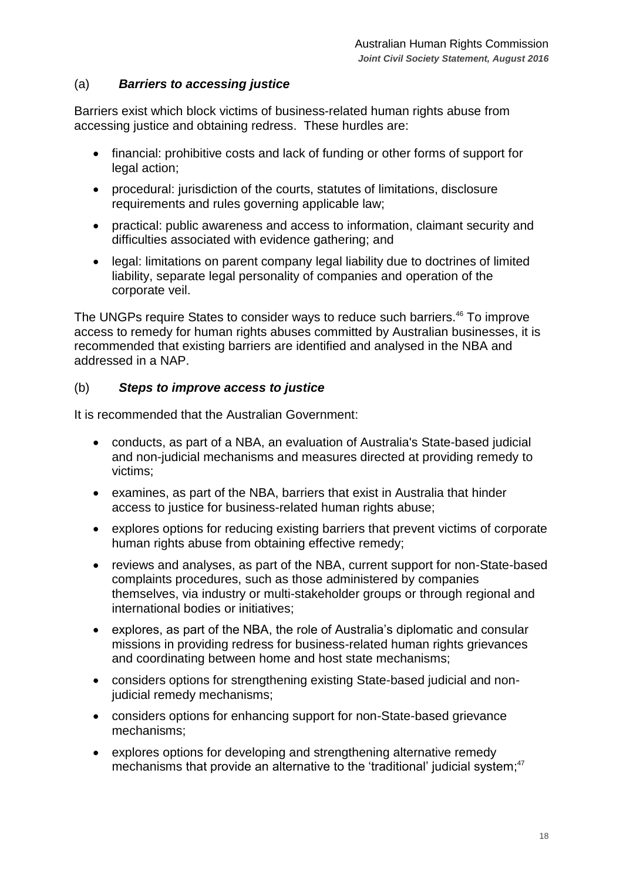(a) ***Barriers to accessing justice***

Barriers exist which block victims of business-related human rights abuse from accessing justice and obtaining redress. These hurdles are:

- financial: prohibitive costs and lack of funding or other forms of support for legal action;
- procedural: jurisdiction of the courts, statutes of limitations, disclosure requirements and rules governing applicable law;
- practical: public awareness and access to information, claimant security and difficulties associated with evidence gathering; and
- legal: limitations on parent company legal liability due to doctrines of limited liability, separate legal personality of companies and operation of the corporate veil.

The UNGPs require States to consider ways to reduce such barriers.[46] To improve access to remedy for human rights abuses committed by Australian businesses, it is recommended that existing barriers are identified and analysed in the NBA and addressed in a NAP.

(b) ***Steps to improve access to justice***

It is recommended that the Australian Government:

- conducts, as part of a NBA, an evaluation of Australia's State-based judicial and non-judicial mechanisms and measures directed at providing remedy to victims;
- examines, as part of the NBA, barriers that exist in Australia that hinder access to justice for business-related human rights abuse;
- explores options for reducing existing barriers that prevent victims of corporate human rights abuse from obtaining effective remedy;
- reviews and analyses, as part of the NBA, current support for non-State-based complaints procedures, such as those administered by companies themselves, via industry or multi-stakeholder groups or through regional and international bodies or initiatives;
- explores, as part of the NBA, the role of Australia's diplomatic and consular missions in providing redress for business-related human rights grievances and coordinating between home and host state mechanisms;
- considers options for strengthening existing State-based judicial and non-judicial remedy mechanisms;
- considers options for enhancing support for non-State-based grievance mechanisms;
- explores options for developing and strengthening alternative remedy mechanisms that provide an alternative to the 'traditional' judicial system;[47]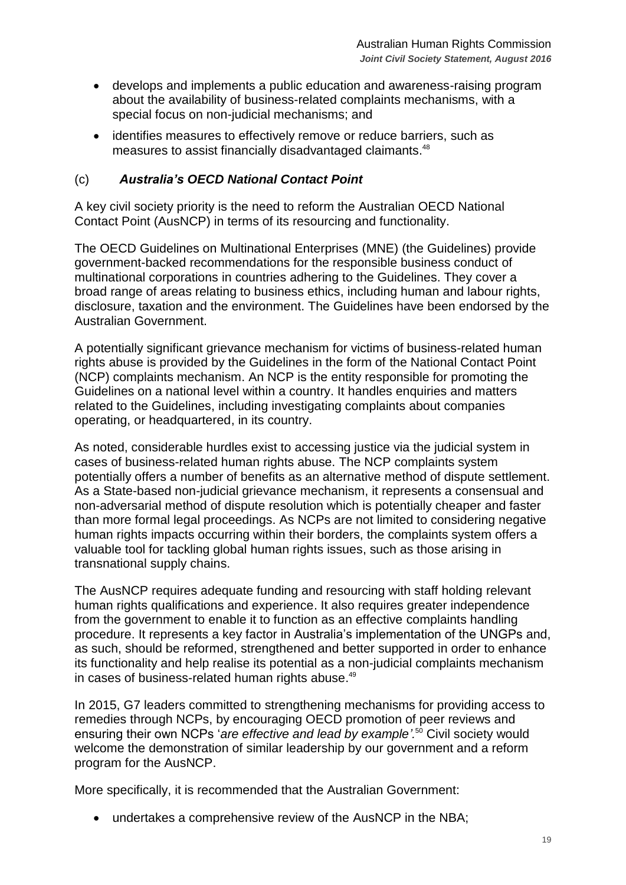- develops and implements a public education and awareness-raising program about the availability of business-related complaints mechanisms, with a special focus on non-judicial mechanisms; and
- identifies measures to effectively remove or reduce barriers, such as measures to assist financially disadvantaged claimants.[48]

### (c) *Australia's OECD National Contact Point*

A key civil society priority is the need to reform the Australian OECD National Contact Point (AusNCP) in terms of its resourcing and functionality.

The OECD Guidelines on Multinational Enterprises (MNE) (the Guidelines) provide government-backed recommendations for the responsible business conduct of multinational corporations in countries adhering to the Guidelines. They cover a broad range of areas relating to business ethics, including human and labour rights, disclosure, taxation and the environment. The Guidelines have been endorsed by the Australian Government.

A potentially significant grievance mechanism for victims of business-related human rights abuse is provided by the Guidelines in the form of the National Contact Point (NCP) complaints mechanism. An NCP is the entity responsible for promoting the Guidelines on a national level within a country. It handles enquiries and matters related to the Guidelines, including investigating complaints about companies operating, or headquartered, in its country.

As noted, considerable hurdles exist to accessing justice via the judicial system in cases of business-related human rights abuse. The NCP complaints system potentially offers a number of benefits as an alternative method of dispute settlement. As a State-based non-judicial grievance mechanism, it represents a consensual and non-adversarial method of dispute resolution which is potentially cheaper and faster than more formal legal proceedings. As NCPs are not limited to considering negative human rights impacts occurring within their borders, the complaints system offers a valuable tool for tackling global human rights issues, such as those arising in transnational supply chains.

The AusNCP requires adequate funding and resourcing with staff holding relevant human rights qualifications and experience. It also requires greater independence from the government to enable it to function as an effective complaints handling procedure. It represents a key factor in Australia's implementation of the UNGPs and, as such, should be reformed, strengthened and better supported in order to enhance its functionality and help realise its potential as a non-judicial complaints mechanism in cases of business-related human rights abuse.[49]

In 2015, G7 leaders committed to strengthening mechanisms for providing access to remedies through NCPs, by encouraging OECD promotion of peer reviews and ensuring their own NCPs '*are effective and lead by example'.*[50] Civil society would welcome the demonstration of similar leadership by our government and a reform program for the AusNCP.

More specifically, it is recommended that the Australian Government:

- undertakes a comprehensive review of the AusNCP in the NBA;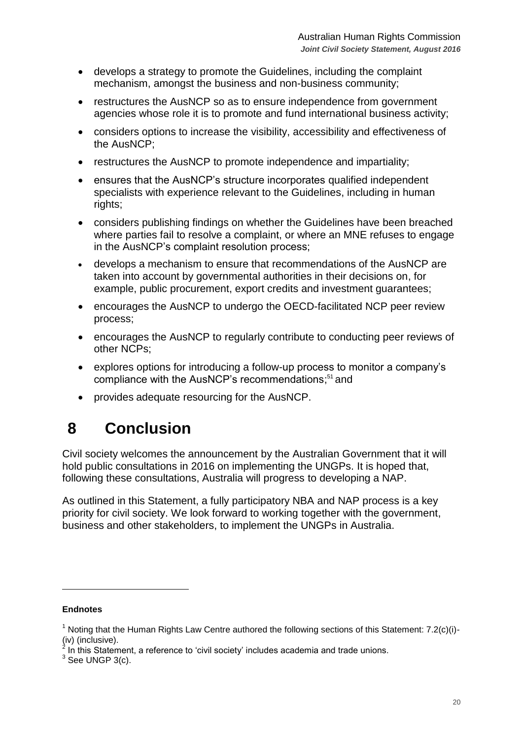- develops a strategy to promote the Guidelines, including the complaint mechanism, amongst the business and non-business community;
- restructures the AusNCP so as to ensure independence from government agencies whose role it is to promote and fund international business activity;
- considers options to increase the visibility, accessibility and effectiveness of the AusNCP;
- restructures the AusNCP to promote independence and impartiality;
- ensures that the AusNCP's structure incorporates qualified independent specialists with experience relevant to the Guidelines, including in human rights;
- considers publishing findings on whether the Guidelines have been breached where parties fail to resolve a complaint, or where an MNE refuses to engage in the AusNCP's complaint resolution process;
- develops a mechanism to ensure that recommendations of the AusNCP are taken into account by governmental authorities in their decisions on, for example, public procurement, export credits and investment guarantees;
- encourages the AusNCP to undergo the OECD-facilitated NCP peer review process;
- encourages the AusNCP to regularly contribute to conducting peer reviews of other NCPs;
- explores options for introducing a follow-up process to monitor a company's compliance with the AusNCP's recommendations;[51] and
- provides adequate resourcing for the AusNCP.

# 8 Conclusion

Civil society welcomes the announcement by the Australian Government that it will hold public consultations in 2016 on implementing the UNGPs. It is hoped that, following these consultations, Australia will progress to developing a NAP.

As outlined in this Statement, a fully participatory NBA and NAP process is a key priority for civil society. We look forward to working together with the government, business and other stakeholders, to implement the UNGPs in Australia.

---

**Endnotes**

[1] Noting that the Human Rights Law Centre authored the following sections of this Statement: 7.2(c)(i)-(iv) (inclusive).

[2] In this Statement, a reference to 'civil society' includes academia and trade unions.

[3] See UNGP 3(c).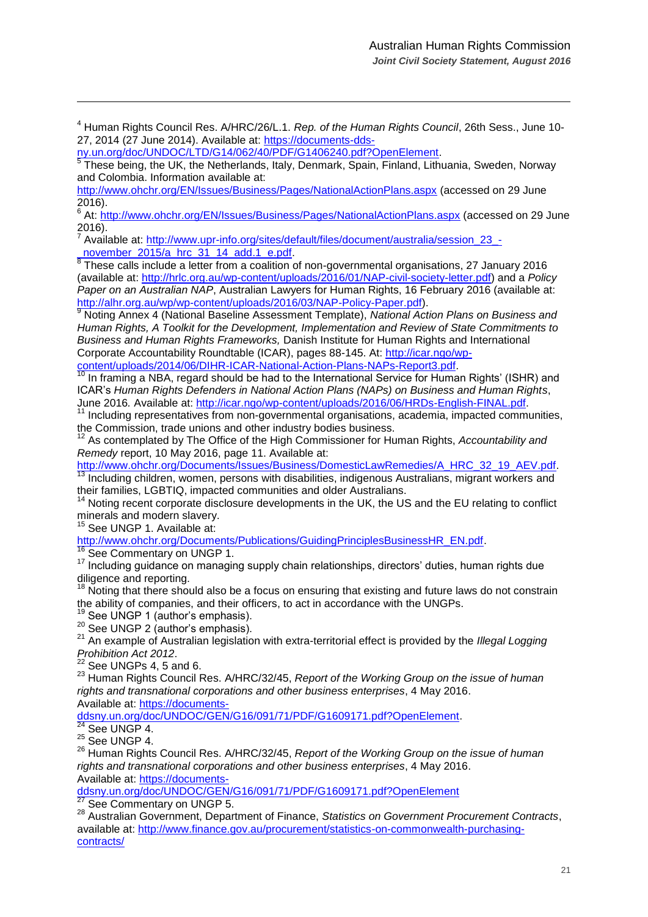[4] Human Rights Council Res. A/HRC/26/L.1. *Rep. of the Human Rights Council*, 26th Sess., June 10-27, 2014 (27 June 2014). Available at: https://documents-dds-ny.un.org/doc/UNDOC/LTD/G14/062/40/PDF/G1406240.pdf?OpenElement.

[5] These being, the UK, the Netherlands, Italy, Denmark, Spain, Finland, Lithuania, Sweden, Norway and Colombia. Information available at: http://www.ohchr.org/EN/Issues/Business/Pages/NationalActionPlans.aspx (accessed on 29 June 2016).

[6] At: http://www.ohchr.org/EN/Issues/Business/Pages/NationalActionPlans.aspx (accessed on 29 June 2016).

[7] Available at: http://www.upr-info.org/sites/default/files/document/australia/session_23_-_november_2015/a_hrc_31_14_add.1_e.pdf.

[8] These calls include a letter from a coalition of non-governmental organisations, 27 January 2016 (available at: http://hrlc.org.au/wp-content/uploads/2016/01/NAP-civil-society-letter.pdf) and a *Policy Paper on an Australian NAP*, Australian Lawyers for Human Rights, 16 February 2016 (available at: http://alhr.org.au/wp/wp-content/uploads/2016/03/NAP-Policy-Paper.pdf).

[9] Noting Annex 4 (National Baseline Assessment Template), *National Action Plans on Business and Human Rights, A Toolkit for the Development, Implementation and Review of State Commitments to Business and Human Rights Frameworks,* Danish Institute for Human Rights and International Corporate Accountability Roundtable (ICAR), pages 88-145. At: http://icar.ngo/wp-content/uploads/2014/06/DIHR-ICAR-National-Action-Plans-NAPs-Report3.pdf.

[10] In framing a NBA, regard should be had to the International Service for Human Rights' (ISHR) and ICAR's *Human Rights Defenders in National Action Plans (NAPs) on Business and Human Rights*, June 2016. Available at: http://icar.ngo/wp-content/uploads/2016/06/HRDs-English-FINAL.pdf.

[11] Including representatives from non-governmental organisations, academia, impacted communities, the Commission, trade unions and other industry bodies business.

[12] As contemplated by The Office of the High Commissioner for Human Rights, *Accountability and Remedy* report, 10 May 2016, page 11. Available at: http://www.ohchr.org/Documents/Issues/Business/DomesticLawRemedies/A_HRC_32_19_AEV.pdf.

[13] Including children, women, persons with disabilities, indigenous Australians, migrant workers and their families, LGBTIQ, impacted communities and older Australians.

[14] Noting recent corporate disclosure developments in the UK, the US and the EU relating to conflict minerals and modern slavery.

[15] See UNGP 1. Available at: http://www.ohchr.org/Documents/Publications/GuidingPrinciplesBusinessHR_EN.pdf.

[16] See Commentary on UNGP 1.

[17] Including guidance on managing supply chain relationships, directors' duties, human rights due diligence and reporting.

[18] Noting that there should also be a focus on ensuring that existing and future laws do not constrain the ability of companies, and their officers, to act in accordance with the UNGPs.

[19] See UNGP 1 (author's emphasis).

[20] See UNGP 2 (author's emphasis).

[21] An example of Australian legislation with extra-territorial effect is provided by the *Illegal Logging Prohibition Act 2012*.

[22] See UNGPs 4, 5 and 6.

[23] Human Rights Council Res. A/HRC/32/45, *Report of the Working Group on the issue of human rights and transnational corporations and other business enterprises*, 4 May 2016. Available at: https://documents-ddsny.un.org/doc/UNDOC/GEN/G16/091/71/PDF/G1609171.pdf?OpenElement.

[24] See UNGP 4.

[25] See UNGP 4.

[26] Human Rights Council Res. A/HRC/32/45, *Report of the Working Group on the issue of human rights and transnational corporations and other business enterprises*, 4 May 2016. Available at: https://documents-ddsny.un.org/doc/UNDOC/GEN/G16/091/71/PDF/G1609171.pdf?OpenElement

[27] See Commentary on UNGP 5.

[28] Australian Government, Department of Finance, *Statistics on Government Procurement Contracts*, available at: http://www.finance.gov.au/procurement/statistics-on-commonwealth-purchasing-contracts/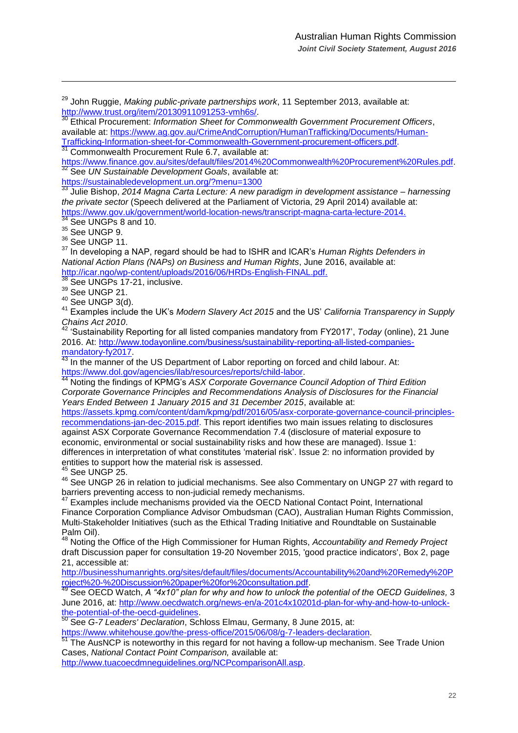[29] John Ruggie, *Making public-private partnerships work*, 11 September 2013, available at: http://www.trust.org/item/20130911091253-vmh6s/.

[30] Ethical Procurement: *Information Sheet for Commonwealth Government Procurement Officers*, available at: https://www.ag.gov.au/CrimeAndCorruption/HumanTrafficking/Documents/Human-Trafficking-Information-sheet-for-Commonwealth-Government-procurement-officers.pdf.

[31] Commonwealth Procurement Rule 6.7, available at: https://www.finance.gov.au/sites/default/files/2014%20Commonwealth%20Procurement%20Rules.pdf.

[32] See *UN Sustainable Development Goals*, available at: https://sustainabledevelopment.un.org/?menu=1300

[33] Julie Bishop, *2014 Magna Carta Lecture: A new paradigm in development assistance – harnessing the private sector* (Speech delivered at the Parliament of Victoria, 29 April 2014) available at: https://www.gov.uk/government/world-location-news/transcript-magna-carta-lecture-2014.

[34] See UNGPs 8 and 10.

[35] See UNGP 9.

[36] See UNGP 11.

[37] In developing a NAP, regard should be had to ISHR and ICAR's *Human Rights Defenders in National Action Plans (NAPs) on Business and Human Rights*, June 2016, available at: http://icar.ngo/wp-content/uploads/2016/06/HRDs-English-FINAL.pdf.

[38] See UNGPs 17-21, inclusive.

[39] See UNGP 21.

[40] See UNGP 3(d).

[41] Examples include the UK's *Modern Slavery Act 2015* and the US' *California Transparency in Supply Chains Act 2010*.

[42] 'Sustainability Reporting for all listed companies mandatory from FY2017', *Today* (online), 21 June 2016. At: http://www.todayonline.com/business/sustainability-reporting-all-listed-companies-mandatory-fy2017.

[43] In the manner of the US Department of Labor reporting on forced and child labour. At: https://www.dol.gov/agencies/ilab/resources/reports/child-labor.

[44] Noting the findings of KPMG's *ASX Corporate Governance Council Adoption of Third Edition Corporate Governance Principles and Recommendations Analysis of Disclosures for the Financial Years Ended Between 1 January 2015 and 31 December 2015*, available at: https://assets.kpmg.com/content/dam/kpmg/pdf/2016/05/asx-corporate-governance-council-principles-recommendations-jan-dec-2015.pdf. This report identifies two main issues relating to disclosures against ASX Corporate Governance Recommendation 7.4 (disclosure of material exposure to economic, environmental or social sustainability risks and how these are managed). Issue 1: differences in interpretation of what constitutes 'material risk'. Issue 2: no information provided by entities to support how the material risk is assessed.

[45] See UNGP 25.

[46] See UNGP 26 in relation to judicial mechanisms. See also Commentary on UNGP 27 with regard to barriers preventing access to non-judicial remedy mechanisms.

[47] Examples include mechanisms provided via the OECD National Contact Point, International Finance Corporation Compliance Advisor Ombudsman (CAO), Australian Human Rights Commission, Multi-Stakeholder Initiatives (such as the Ethical Trading Initiative and Roundtable on Sustainable Palm Oil).

[48] Noting the Office of the High Commissioner for Human Rights, *Accountability and Remedy Project* draft Discussion paper for consultation 19-20 November 2015, 'good practice indicators', Box 2, page 21, accessible at: http://businesshumanrights.org/sites/default/files/documents/Accountability%20and%20Remedy%20Project%20-%20Discussion%20paper%20for%20consultation.pdf.

[49] See OECD Watch, *A "4x10" plan for why and how to unlock the potential of the OECD Guidelines,* 3 June 2016, at: http://www.oecdwatch.org/news-en/a-201c4x10201d-plan-for-why-and-how-to-unlock-the-potential-of-the-oecd-guidelines.

[50] See *G-7 Leaders' Declaration*, Schloss Elmau, Germany, 8 June 2015, at: https://www.whitehouse.gov/the-press-office/2015/06/08/g-7-leaders-declaration.

[51] The AusNCP is noteworthy in this regard for not having a follow-up mechanism. See Trade Union Cases, *National Contact Point Comparison,* available at: http://www.tuacoecdmneguidelines.org/NCPcomparisonAll.asp.